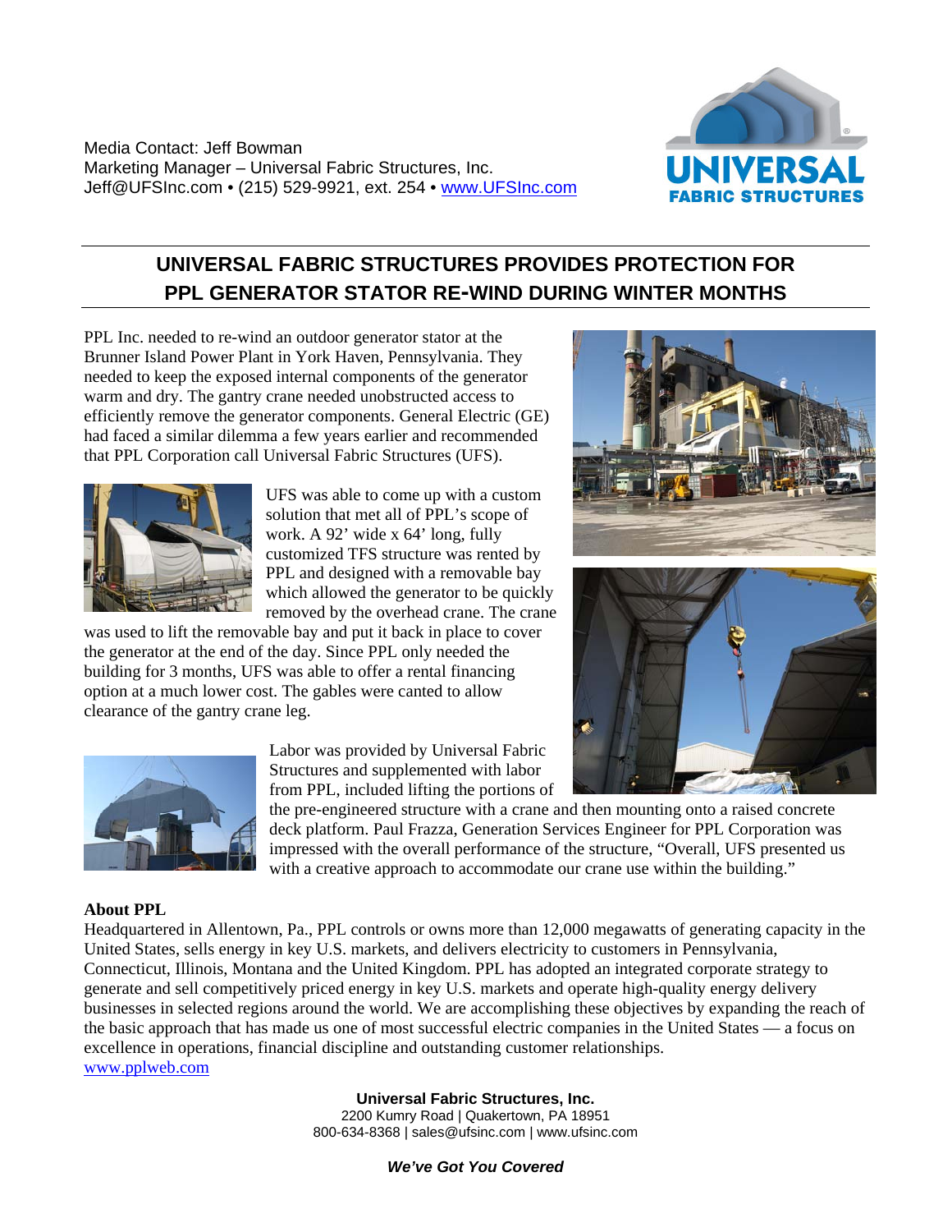Media Contact: Jeff Bowman
Marketing Manager – Universal Fabric Structures, Inc.
Jeff@UFSInc.com • (215) 529-9921, ext. 254 • www.UFSInc.com

# UNIVERSAL FABRIC STRUCTURES PROVIDES PROTECTION FOR PPL GENERATOR STATOR RE-WIND DURING WINTER MONTHS

PPL Inc. needed to re-wind an outdoor generator stator at the Brunner Island Power Plant in York Haven, Pennsylvania. They needed to keep the exposed internal components of the generator warm and dry. The gantry crane needed unobstructed access to efficiently remove the generator components. General Electric (GE) had faced a similar dilemma a few years earlier and recommended that PPL Corporation call Universal Fabric Structures (UFS).

UFS was able to come up with a custom solution that met all of PPL's scope of work. A 92' wide x 64' long, fully customized TFS structure was rented by PPL and designed with a removable bay which allowed the generator to be quickly removed by the overhead crane. The crane was used to lift the removable bay and put it back in place to cover the generator at the end of the day. Since PPL only needed the building for 3 months, UFS was able to offer a rental financing option at a much lower cost. The gables were canted to allow clearance of the gantry crane leg.

Labor was provided by Universal Fabric Structures and supplemented with labor from PPL, included lifting the portions of the pre-engineered structure with a crane and then mounting onto a raised concrete deck platform. Paul Frazza, Generation Services Engineer for PPL Corporation was impressed with the overall performance of the structure, "Overall, UFS presented us with a creative approach to accommodate our crane use within the building."

**About PPL**

Headquartered in Allentown, Pa., PPL controls or owns more than 12,000 megawatts of generating capacity in the United States, sells energy in key U.S. markets, and delivers electricity to customers in Pennsylvania, Connecticut, Illinois, Montana and the United Kingdom. PPL has adopted an integrated corporate strategy to generate and sell competitively priced energy in key U.S. markets and operate high-quality energy delivery businesses in selected regions around the world. We are accomplishing these objectives by expanding the reach of the basic approach that has made us one of most successful electric companies in the United States — a focus on excellence in operations, financial discipline and outstanding customer relationships.
www.pplweb.com

**Universal Fabric Structures, Inc.**
2200 Kumry Road | Quakertown, PA 18951
800-634-8368 | sales@ufsinc.com | www.ufsinc.com

***We've Got You Covered***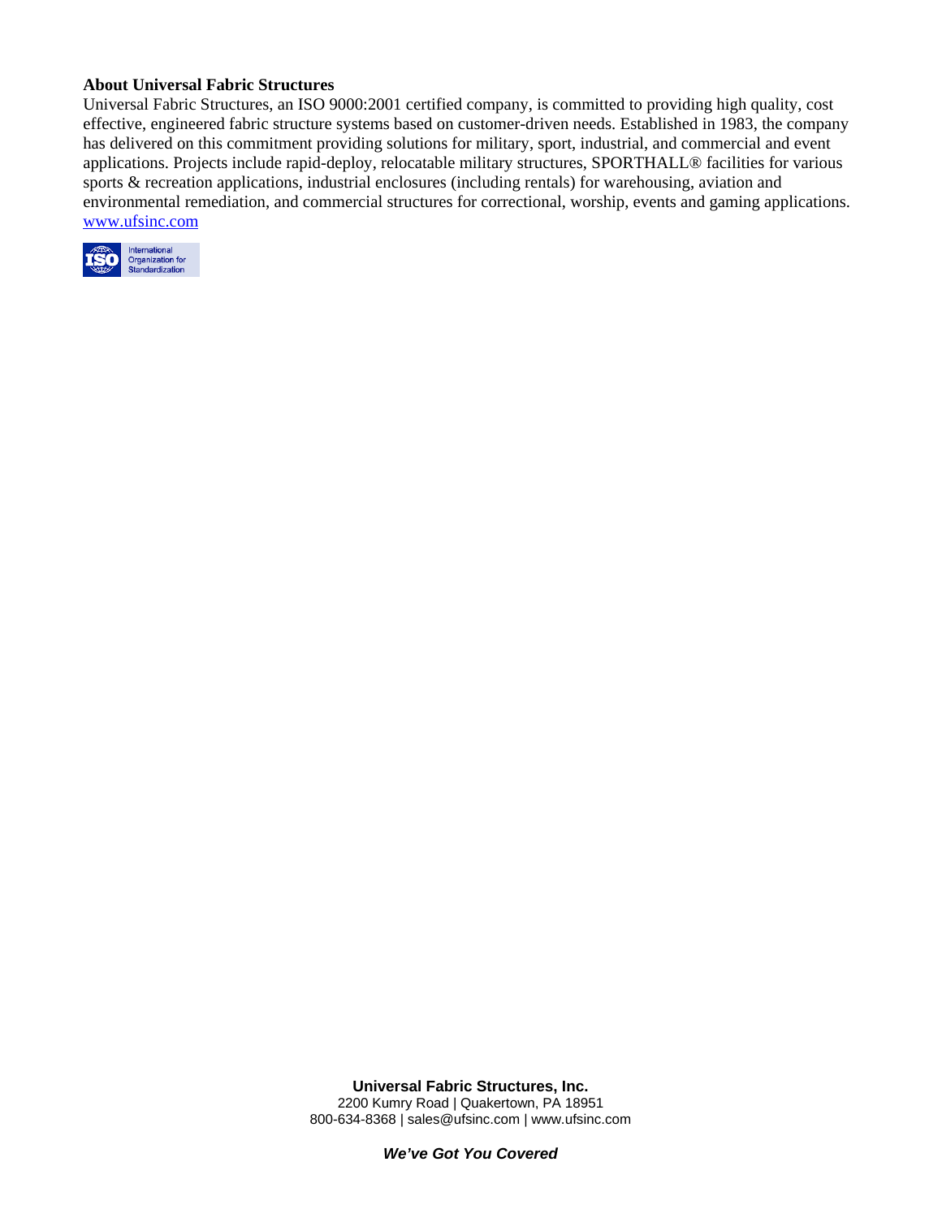**About Universal Fabric Structures**

Universal Fabric Structures, an ISO 9000:2001 certified company, is committed to providing high quality, cost effective, engineered fabric structure systems based on customer-driven needs. Established in 1983, the company has delivered on this commitment providing solutions for military, sport, industrial, and commercial and event applications. Projects include rapid-deploy, relocatable military structures, SPORTHALL® facilities for various sports & recreation applications, industrial enclosures (including rentals) for warehousing, aviation and environmental remediation, and commercial structures for correctional, worship, events and gaming applications. [www.ufsinc.com](http://www.ufsinc.com)

ISO International Organization for Standardization

**Universal Fabric Structures, Inc.**
2200 Kumry Road | Quakertown, PA 18951
800-634-8368 | sales@ufsinc.com | www.ufsinc.com

***We've Got You Covered***